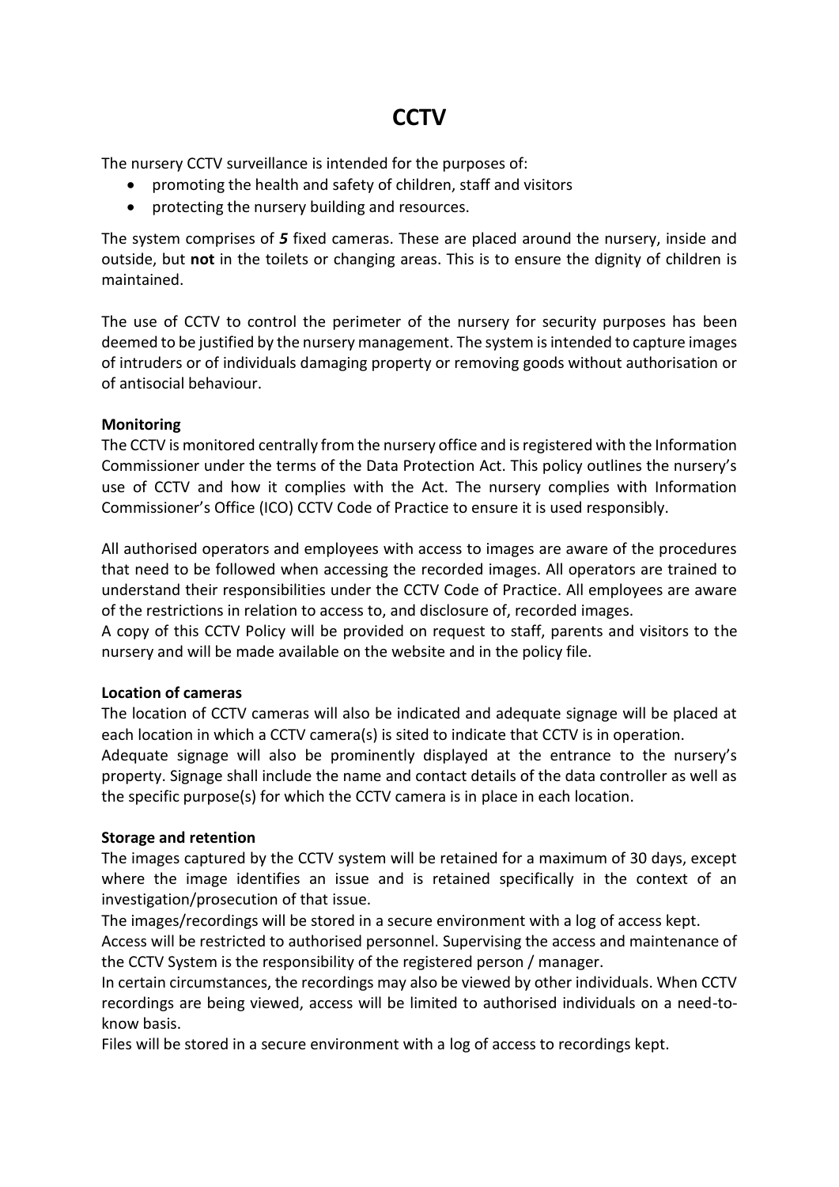# CCTV

The nursery CCTV surveillance is intended for the purposes of:

- promoting the health and safety of children, staff and visitors
- protecting the nursery building and resources.

The system comprises of ***5*** fixed cameras. These are placed around the nursery, inside and outside, but **not** in the toilets or changing areas. This is to ensure the dignity of children is maintained.

The use of CCTV to control the perimeter of the nursery for security purposes has been deemed to be justified by the nursery management. The system is intended to capture images of intruders or of individuals damaging property or removing goods without authorisation or of antisocial behaviour.

**Monitoring**

The CCTV is monitored centrally from the nursery office and is registered with the Information Commissioner under the terms of the Data Protection Act. This policy outlines the nursery's use of CCTV and how it complies with the Act. The nursery complies with Information Commissioner's Office (ICO) CCTV Code of Practice to ensure it is used responsibly.

All authorised operators and employees with access to images are aware of the procedures that need to be followed when accessing the recorded images. All operators are trained to understand their responsibilities under the CCTV Code of Practice. All employees are aware of the restrictions in relation to access to, and disclosure of, recorded images.

A copy of this CCTV Policy will be provided on request to staff, parents and visitors to the nursery and will be made available on the website and in the policy file.

**Location of cameras**

The location of CCTV cameras will also be indicated and adequate signage will be placed at each location in which a CCTV camera(s) is sited to indicate that CCTV is in operation.

Adequate signage will also be prominently displayed at the entrance to the nursery's property. Signage shall include the name and contact details of the data controller as well as the specific purpose(s) for which the CCTV camera is in place in each location.

**Storage and retention**

The images captured by the CCTV system will be retained for a maximum of 30 days, except where the image identifies an issue and is retained specifically in the context of an investigation/prosecution of that issue.

The images/recordings will be stored in a secure environment with a log of access kept.

Access will be restricted to authorised personnel. Supervising the access and maintenance of the CCTV System is the responsibility of the registered person / manager.

In certain circumstances, the recordings may also be viewed by other individuals. When CCTV recordings are being viewed, access will be limited to authorised individuals on a need-to-know basis.

Files will be stored in a secure environment with a log of access to recordings kept.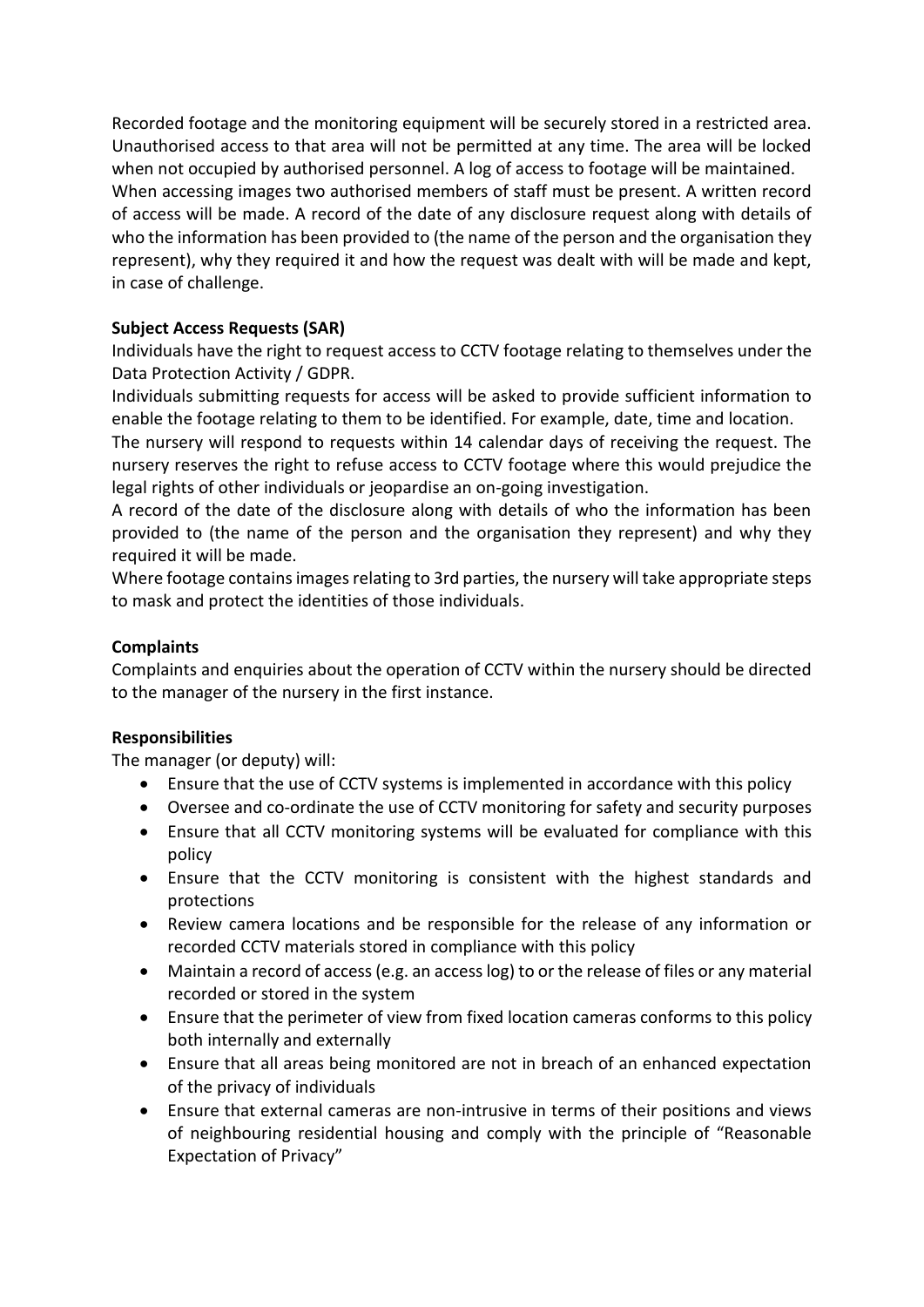Recorded footage and the monitoring equipment will be securely stored in a restricted area. Unauthorised access to that area will not be permitted at any time. The area will be locked when not occupied by authorised personnel. A log of access to footage will be maintained.
When accessing images two authorised members of staff must be present. A written record of access will be made. A record of the date of any disclosure request along with details of who the information has been provided to (the name of the person and the organisation they represent), why they required it and how the request was dealt with will be made and kept, in case of challenge.

**Subject Access Requests (SAR)**
Individuals have the right to request access to CCTV footage relating to themselves under the Data Protection Activity / GDPR.
Individuals submitting requests for access will be asked to provide sufficient information to enable the footage relating to them to be identified. For example, date, time and location.
The nursery will respond to requests within 14 calendar days of receiving the request. The nursery reserves the right to refuse access to CCTV footage where this would prejudice the legal rights of other individuals or jeopardise an on-going investigation.
A record of the date of the disclosure along with details of who the information has been provided to (the name of the person and the organisation they represent) and why they required it will be made.
Where footage contains images relating to 3rd parties, the nursery will take appropriate steps to mask and protect the identities of those individuals.

**Complaints**
Complaints and enquiries about the operation of CCTV within the nursery should be directed to the manager of the nursery in the first instance.

**Responsibilities**
The manager (or deputy) will:

- Ensure that the use of CCTV systems is implemented in accordance with this policy
- Oversee and co-ordinate the use of CCTV monitoring for safety and security purposes
- Ensure that all CCTV monitoring systems will be evaluated for compliance with this policy
- Ensure that the CCTV monitoring is consistent with the highest standards and protections
- Review camera locations and be responsible for the release of any information or recorded CCTV materials stored in compliance with this policy
- Maintain a record of access (e.g. an access log) to or the release of files or any material recorded or stored in the system
- Ensure that the perimeter of view from fixed location cameras conforms to this policy both internally and externally
- Ensure that all areas being monitored are not in breach of an enhanced expectation of the privacy of individuals
- Ensure that external cameras are non-intrusive in terms of their positions and views of neighbouring residential housing and comply with the principle of "Reasonable Expectation of Privacy"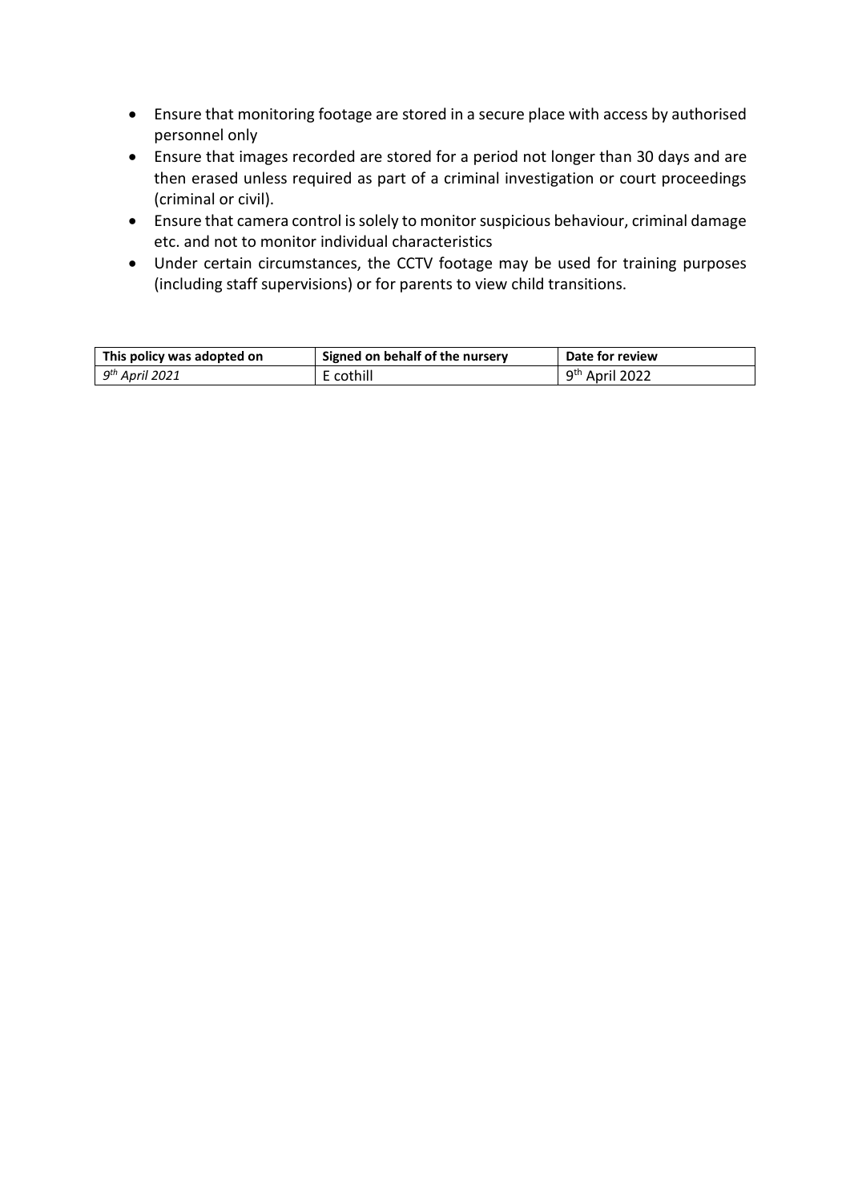- Ensure that monitoring footage are stored in a secure place with access by authorised personnel only
- Ensure that images recorded are stored for a period not longer than 30 days and are then erased unless required as part of a criminal investigation or court proceedings (criminal or civil).
- Ensure that camera control is solely to monitor suspicious behaviour, criminal damage etc. and not to monitor individual characteristics
- Under certain circumstances, the CCTV footage may be used for training purposes (including staff supervisions) or for parents to view child transitions.

| **This policy was adopted on** | **Signed on behalf of the nursery** | **Date for review** |
|---|---|---|
| *9th April 2021* | E cothill | 9th April 2022 |